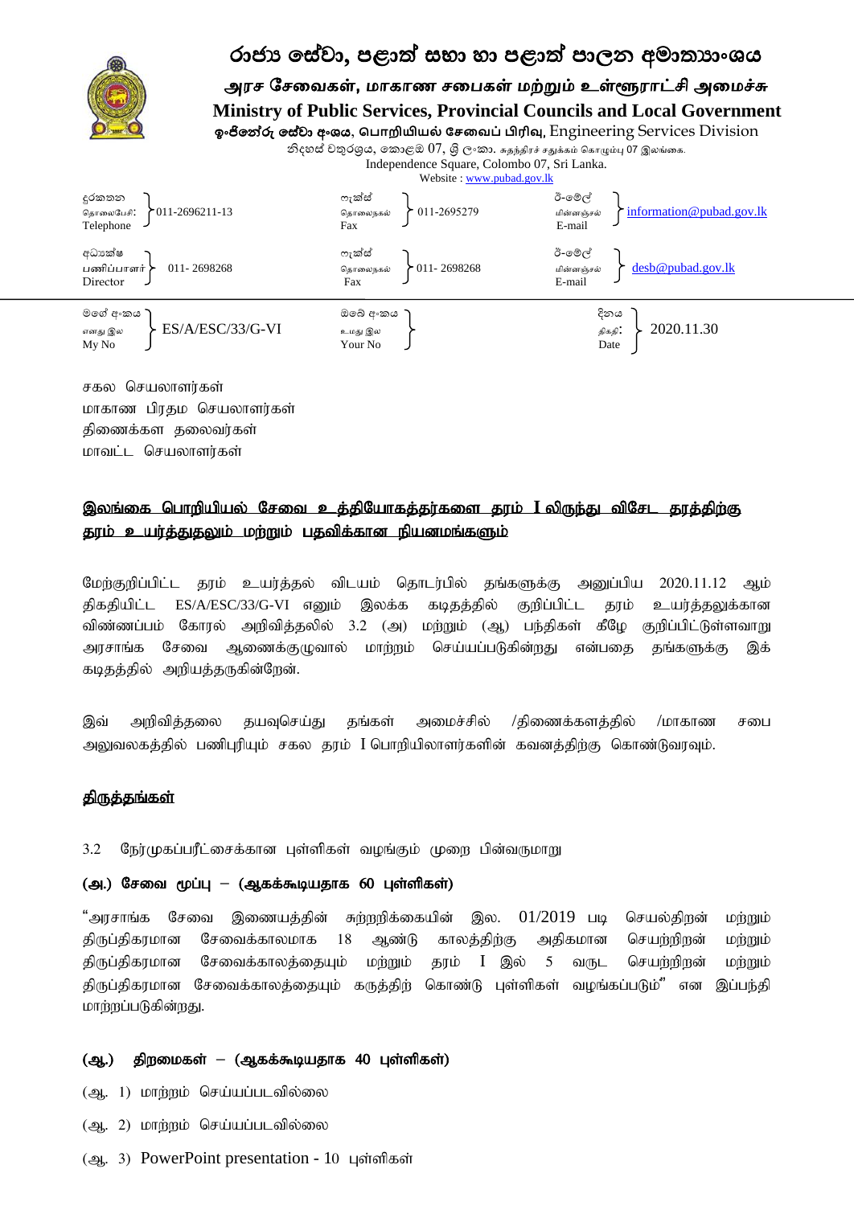# රාජ්‍ය සේවා, පළාත් සභා හා පළාත් පාලන අමාත්‍යාංශය

## அரச சேவைகள், மாகாண சபைகள் மற்றும் உள்ளூராட்சி அமைச்சு

## Ministry of Public Services, Provincial Councils and Local Government

ඉංජිනේරු සේවා අංශය, பொறியியல் சேவைப் பிரிவு, Engineering Services Division

නිදහස් චතුරශ්‍රය, කොළඹ 07, ශ්‍රී ලංකා. சுதந்திரச் சதுக்கம் கொழும்பு 07 இலங்கை.
Independence Square, Colombo 07, Sri Lanka.
Website : www.pubad.gov.lk

| | | | | | |
|---|---|---|---|---|---|
| දුරකතන / தொலைபேசி: / Telephone | 011-2696211-13 | ෆැක්ස් / தொலைநகல் / Fax | 011-2695279 | ඊ-මේල් / மின்னஞ்சல் / E-mail | information@pubad.gov.lk |
| අධ්‍යක්ෂ / பணிப்பாளர் / Director | 011- 2698268 | ෆැක්ස් / தொலைநகல் / Fax | 011- 2698268 | ඊ-මේල් / மின்னஞ்சல் / E-mail | desb@pubad.gov.lk |
| මගේ අංකය / எனது இல / My No | ES/A/ESC/33/G-VI | ඔබේ අංකය / உமது இல / Your No | | දිනය / திகதி: / Date | 2020.11.30 |

சகல செயலாளர்கள்
மாகாண பிரதம செயலாளர்கள்
திணைக்கள தலைவர்கள்
மாவட்ட செயலாளர்கள்

**<u>இலங்கை பொறியியல் சேவை உத்தியோகத்தர்களை தரம் I லிருந்து விசேட தரத்திற்கு தரம் உயர்த்துதலும் மற்றும் பதவிக்கான நியனமங்களும்</u>**

மேற்குறிப்பிட்ட தரம் உயர்த்தல் விடயம் தொடர்பில் தங்களுக்கு அனுப்பிய 2020.11.12 ஆம் திகதியிட்ட ES/A/ESC/33/G-VI எனும் இலக்க கடிதத்தில் குறிப்பிட்ட தரம் உயர்த்தலுக்கான விண்ணப்பம் கோரல் அறிவித்தலில் 3.2 (அ) மற்றும் (ஆ) பந்திகள் கீழே குறிப்பிட்டுள்ளவாறு அரசாங்க சேவை ஆணைக்குழுவால் மாற்றம் செய்யப்படுகின்றது என்பதை தங்களுக்கு இக் கடிதத்தில் அறியத்தருகின்றேன்.

இவ் அறிவித்தலை தயவுசெய்து தங்கள் அமைச்சில் /திணைக்களத்தில் /மாகாண சபை அலுவலகத்தில் பணிபுரியும் சகல தரம் I பொறியிலாளர்களின் கவனத்திற்கு கொண்டுவரவும்.

**<u>திருத்தங்கள்</u>**

3.2 நேர்முகப்பரீட்சைக்கான புள்ளிகள் வழங்கும் முறை பின்வருமாறு

**(அ.) சேவை மூப்பு – (ஆகக்கூடியதாக 60 புள்ளிகள்)**

"அரசாங்க சேவை இணையத்தின் சுற்றறிக்கையின் இல. 01/2019 படி செயல்திறன் மற்றும் திருப்திகரமான சேவைக்காலமாக 18 ஆண்டு காலத்திற்கு அதிகமான செயற்திறன் மற்றும் திருப்திகரமான சேவைக்காலத்தையும் மற்றும் தரம் I இல் 5 வருட செயற்திறன் மற்றும் திருப்திகரமான சேவைக்காலத்தையும் கருத்திற் கொண்டு புள்ளிகள் வழங்கப்படும்" என இப்பந்தி மாற்றப்படுகின்றது.

**(ஆ.) திறமைகள் – (ஆகக்கூடியதாக 40 புள்ளிகள்)**

(ஆ. 1) மாற்றம் செய்யப்படவில்லை

(ஆ. 2) மாற்றம் செய்யப்படவில்லை

(ஆ. 3) PowerPoint presentation - 10 புள்ளிகள்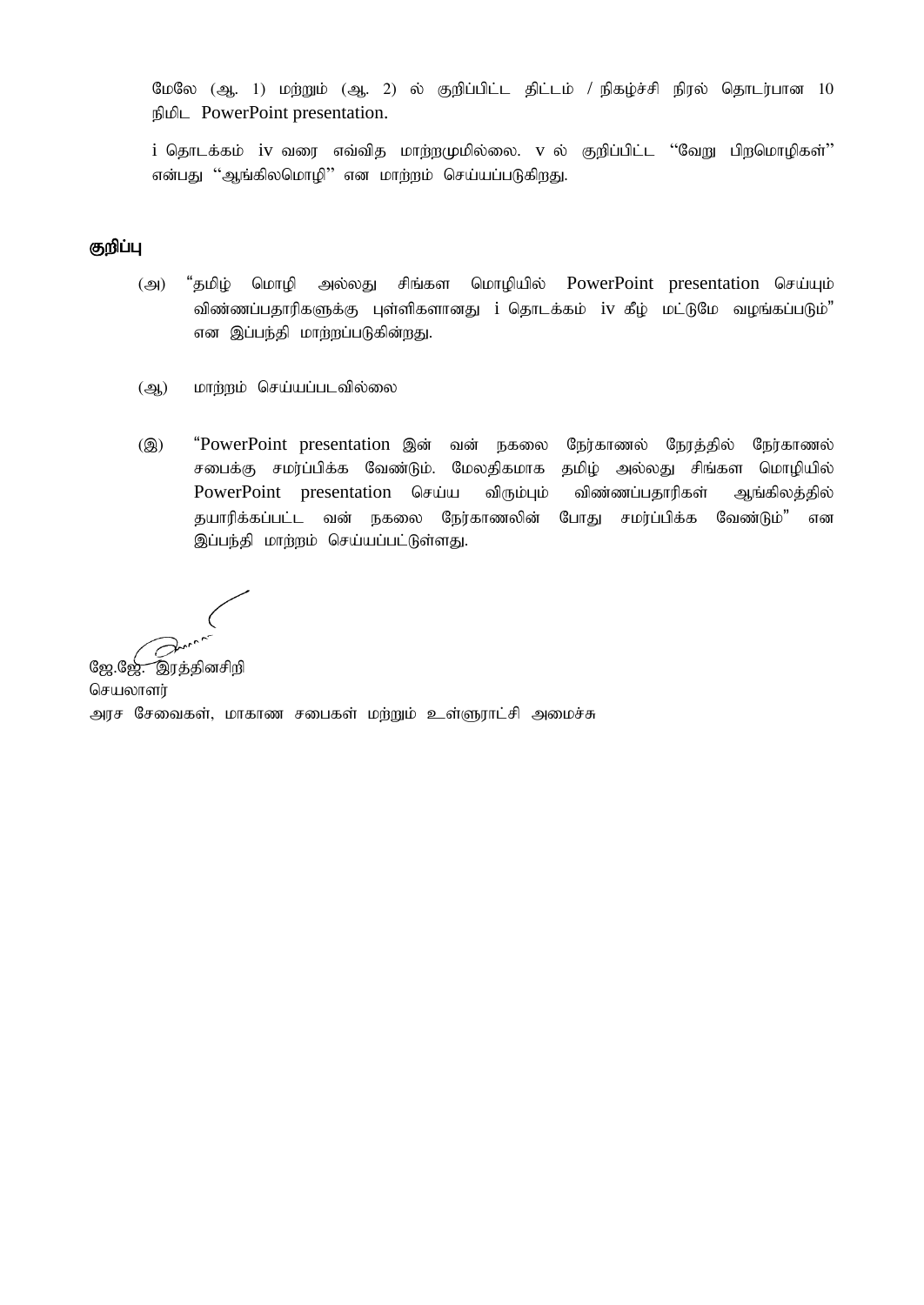மேலே (ஆ. 1) மற்றும் (ஆ. 2) ல் குறிப்பிட்ட திட்டம் / நிகழ்ச்சி நிரல் தொடர்பான 10 நிமிட PowerPoint presentation.

i தொடக்கம் iv வரை எவ்வித மாற்றமுமில்லை. v ல் குறிப்பிட்ட ''வேறு பிறமொழிகள்'' என்பது ''ஆங்கிலமொழி'' என மாற்றம் செய்யப்படுகிறது.

## குறிப்பு

(அ) "தமிழ் மொழி அல்லது சிங்கள மொழியில் PowerPoint presentation செய்யும் விண்ணப்பதாரிகளுக்கு புள்ளிகளானது i தொடக்கம் iv கீழ் மட்டுமே வழங்கப்படும்" என இப்பந்தி மாற்றப்படுகின்றது.

(ஆ) மாற்றம் செய்யப்படவில்லை

(இ) "PowerPoint presentation இன் வன் நகலை நேர்காணல் நேரத்தில் நேர்காணல் சபைக்கு சமர்ப்பிக்க வேண்டும். மேலதிகமாக தமிழ் அல்லது சிங்கள மொழியில் PowerPoint presentation செய்ய விரும்பும் விண்ணப்பதாரிகள் ஆங்கிலத்தில் தயாரிக்கப்பட்ட வன் நகலை நேர்காணலின் போது சமர்ப்பிக்க வேண்டும்" என இப்பந்தி மாற்றம் செய்யப்பட்டுள்ளது.

ஜே.ஜே. இரத்தினசிறி
செயலாளர்
அரச சேவைகள், மாகாண சபைகள் மற்றும் உள்ளூராட்சி அமைச்சு